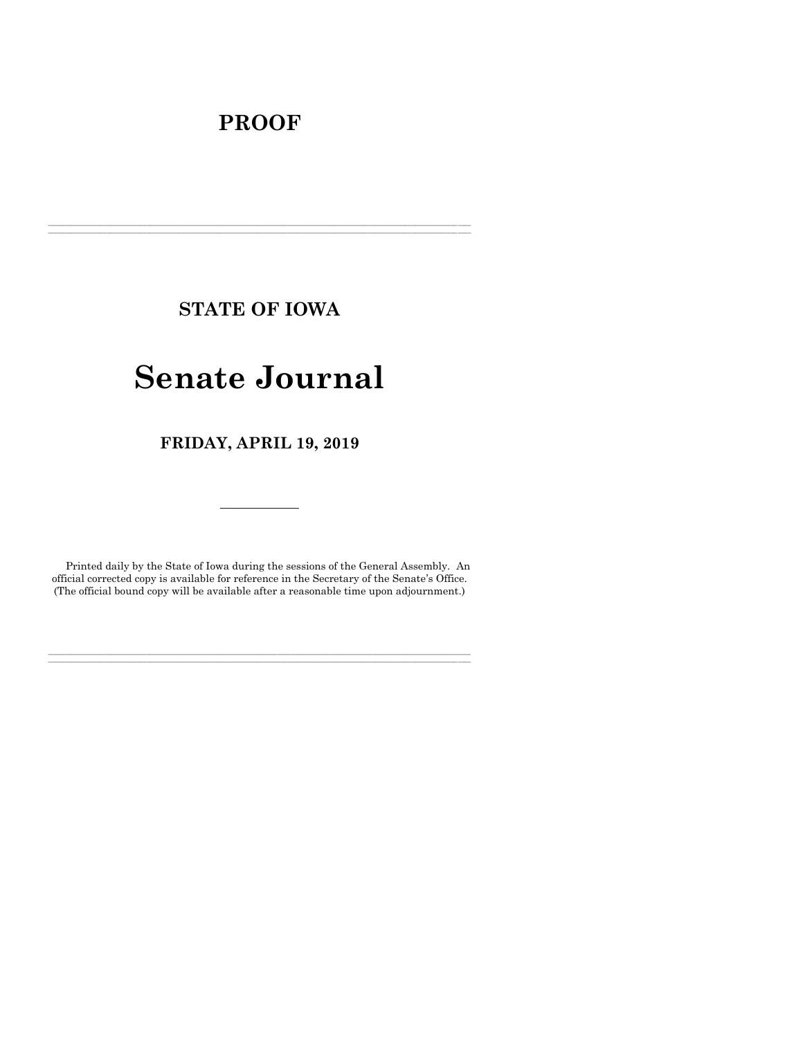# PROOF

---

## STATE OF IOWA

# Senate Journal

## FRIDAY, APRIL 19, 2019

---

Printed daily by the State of Iowa during the sessions of the General Assembly. An official corrected copy is available for reference in the Secretary of the Senate's Office. (The official bound copy will be available after a reasonable time upon adjournment.)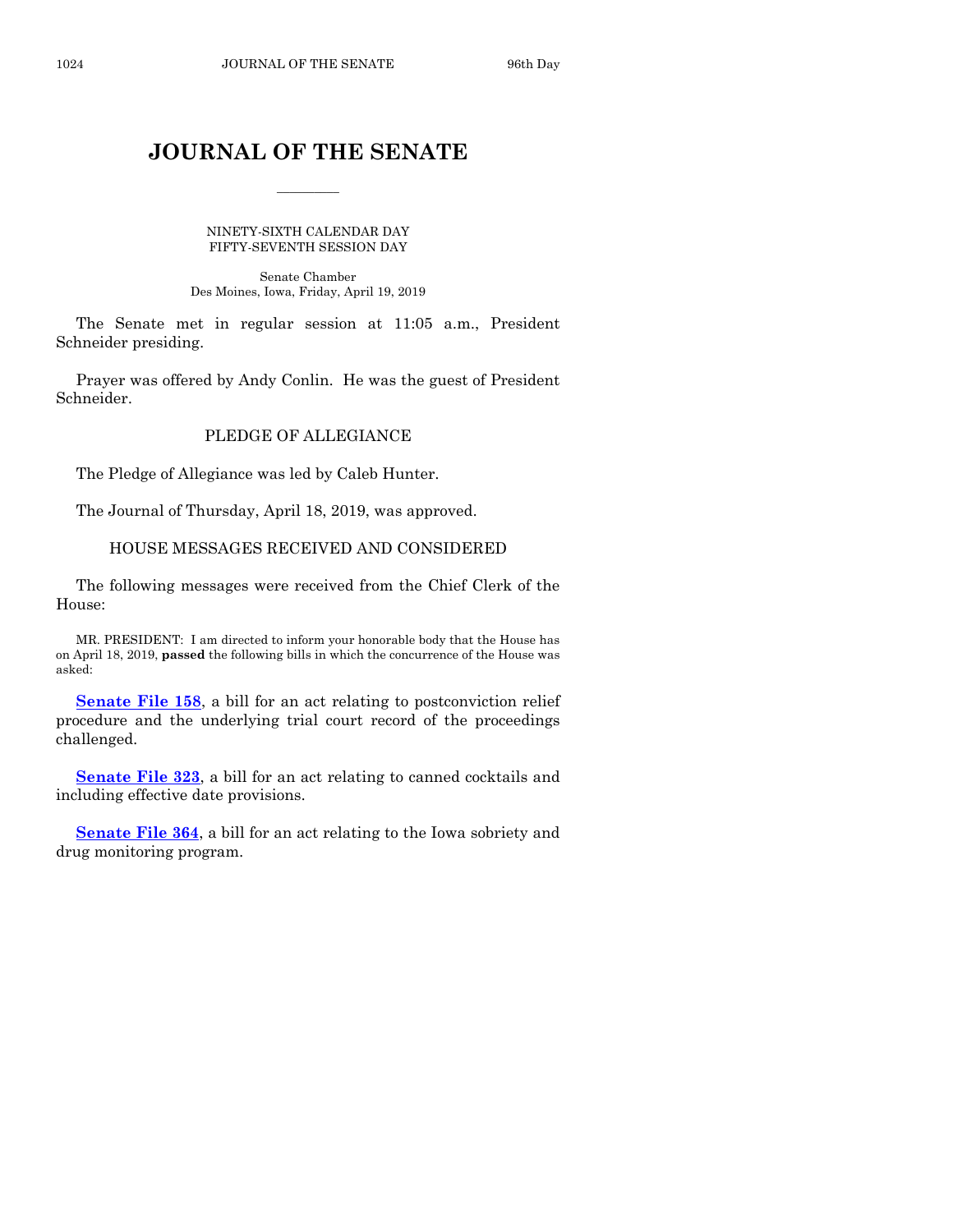# JOURNAL OF THE SENATE

---

NINETY-SIXTH CALENDAR DAY
FIFTY-SEVENTH SESSION DAY

Senate Chamber
Des Moines, Iowa, Friday, April 19, 2019

The Senate met in regular session at 11:05 a.m., President Schneider presiding.

Prayer was offered by Andy Conlin. He was the guest of President Schneider.

## PLEDGE OF ALLEGIANCE

The Pledge of Allegiance was led by Caleb Hunter.

The Journal of Thursday, April 18, 2019, was approved.

## HOUSE MESSAGES RECEIVED AND CONSIDERED

The following messages were received from the Chief Clerk of the House:

MR. PRESIDENT: I am directed to inform your honorable body that the House has on April 18, 2019, **passed** the following bills in which the concurrence of the House was asked:

**Senate File 158**, a bill for an act relating to postconviction relief procedure and the underlying trial court record of the proceedings challenged.

**Senate File 323**, a bill for an act relating to canned cocktails and including effective date provisions.

**Senate File 364**, a bill for an act relating to the Iowa sobriety and drug monitoring program.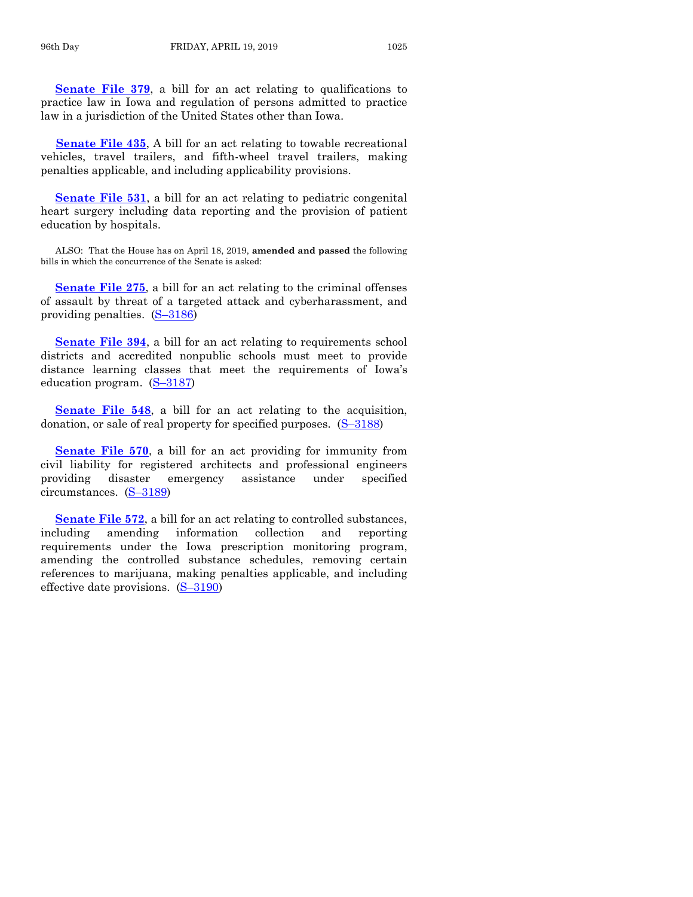**Senate File 379**, a bill for an act relating to qualifications to practice law in Iowa and regulation of persons admitted to practice law in a jurisdiction of the United States other than Iowa.

**Senate File 435**, A bill for an act relating to towable recreational vehicles, travel trailers, and fifth-wheel travel trailers, making penalties applicable, and including applicability provisions.

**Senate File 531**, a bill for an act relating to pediatric congenital heart surgery including data reporting and the provision of patient education by hospitals.

ALSO: That the House has on April 18, 2019, **amended and passed** the following bills in which the concurrence of the Senate is asked:

**Senate File 275**, a bill for an act relating to the criminal offenses of assault by threat of a targeted attack and cyberharassment, and providing penalties. (S–3186)

**Senate File 394**, a bill for an act relating to requirements school districts and accredited nonpublic schools must meet to provide distance learning classes that meet the requirements of Iowa's education program. (S–3187)

**Senate File 548**, a bill for an act relating to the acquisition, donation, or sale of real property for specified purposes. (S–3188)

**Senate File 570**, a bill for an act providing for immunity from civil liability for registered architects and professional engineers providing disaster emergency assistance under specified circumstances. (S–3189)

**Senate File 572**, a bill for an act relating to controlled substances, including amending information collection and reporting requirements under the Iowa prescription monitoring program, amending the controlled substance schedules, removing certain references to marijuana, making penalties applicable, and including effective date provisions. (S–3190)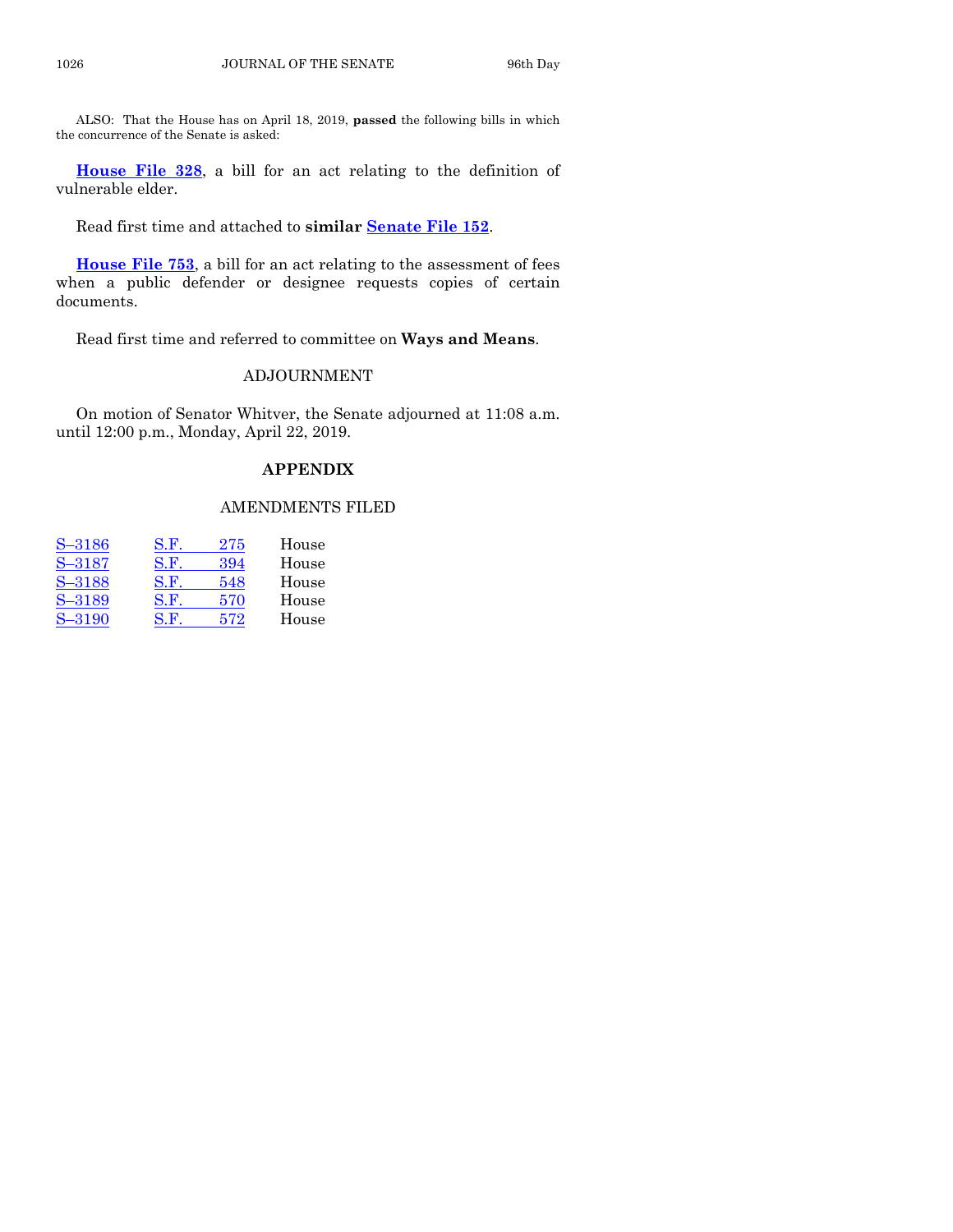ALSO: That the House has on April 18, 2019, **passed** the following bills in which the concurrence of the Senate is asked:

**House File 328**, a bill for an act relating to the definition of vulnerable elder.

Read first time and attached to **similar Senate File 152**.

**House File 753**, a bill for an act relating to the assessment of fees when a public defender or designee requests copies of certain documents.

Read first time and referred to committee on **Ways and Means**.

## ADJOURNMENT

On motion of Senator Whitver, the Senate adjourned at 11:08 a.m. until 12:00 p.m., Monday, April 22, 2019.

## APPENDIX

### AMENDMENTS FILED

| | | |
|---|---|---|
| S–3186 | S.F. 275 | House |
| S–3187 | S.F. 394 | House |
| S–3188 | S.F. 548 | House |
| S–3189 | S.F. 570 | House |
| S–3190 | S.F. 572 | House |